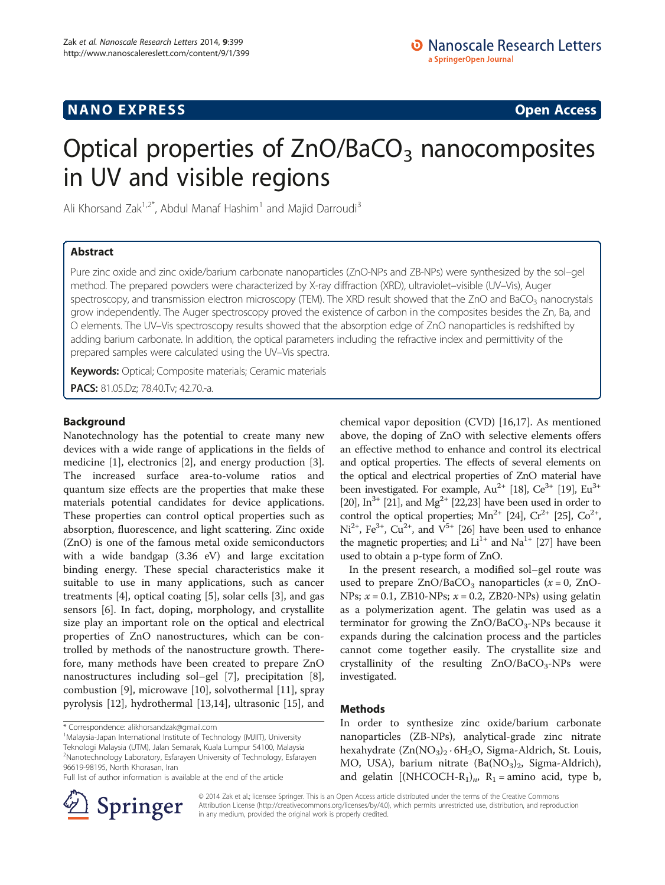**NANO EXPRESS** **Open Access**

# Optical properties of $ZnO/BaCO_3$ nanocomposites in UV and visible regions

Ali Khorsand Zak[1,2*], Abdul Manaf Hashim[1] and Majid Darroudi[3]

## Abstract

Pure zinc oxide and zinc oxide/barium carbonate nanoparticles (ZnO-NPs and ZB-NPs) were synthesized by the sol–gel method. The prepared powders were characterized by X-ray diffraction (XRD), ultraviolet–visible (UV–Vis), Auger spectroscopy, and transmission electron microscopy (TEM). The XRD result showed that the ZnO and $BaCO_3$ nanocrystals grow independently. The Auger spectroscopy proved the existence of carbon in the composites besides the Zn, Ba, and O elements. The UV–Vis spectroscopy results showed that the absorption edge of ZnO nanoparticles is redshifted by adding barium carbonate. In addition, the optical parameters including the refractive index and permittivity of the prepared samples were calculated using the UV–Vis spectra.

**Keywords:** Optical; Composite materials; Ceramic materials

**PACS:** 81.05.Dz; 78.40.Tv; 42.70.-a.

## Background

Nanotechnology has the potential to create many new devices with a wide range of applications in the fields of medicine [1], electronics [2], and energy production [3]. The increased surface area-to-volume ratios and quantum size effects are the properties that make these materials potential candidates for device applications. These properties can control optical properties such as absorption, fluorescence, and light scattering. Zinc oxide (ZnO) is one of the famous metal oxide semiconductors with a wide bandgap (3.36 eV) and large excitation binding energy. These special characteristics make it suitable to use in many applications, such as cancer treatments [4], optical coating [5], solar cells [3], and gas sensors [6]. In fact, doping, morphology, and crystallite size play an important role on the optical and electrical properties of ZnO nanostructures, which can be controlled by methods of the nanostructure growth. Therefore, many methods have been created to prepare ZnO nanostructures including sol–gel [7], precipitation [8], combustion [9], microwave [10], solvothermal [11], spray pyrolysis [12], hydrothermal [13,14], ultrasonic [15], and chemical vapor deposition (CVD) [16,17]. As mentioned above, the doping of ZnO with selective elements offers an effective method to enhance and control its electrical and optical properties. The effects of several elements on the optical and electrical properties of ZnO material have been investigated. For example, $Au^{2+}$ [18], $Ce^{3+}$ [19], $Eu^{3+}$ [20], $In^{3+}$ [21], and $Mg^{2+}$ [22,23] have been used in order to control the optical properties; $Mn^{2+}$ [24], $Cr^{2+}$ [25], $Co^{2+}$, $Ni^{2+}$, $Fe^{3+}$, $Cu^{2+}$, and $V^{5+}$ [26] have been used to enhance the magnetic properties; and $Li^{1+}$ and $Na^{1+}$ [27] have been used to obtain a p-type form of ZnO.

In the present research, a modified sol–gel route was used to prepare $ZnO/BaCO_3$ nanoparticles ($x = 0$, ZnO-NPs; $x = 0.1$, ZB10-NPs; $x = 0.2$, ZB20-NPs) using gelatin as a polymerization agent. The gelatin was used as a terminator for growing the $ZnO/BaCO_3$-NPs because it expands during the calcination process and the particles cannot come together easily. The crystallite size and crystallinity of the resulting $ZnO/BaCO_3$-NPs were investigated.

## Methods

In order to synthesize zinc oxide/barium carbonate nanoparticles (ZB-NPs), analytical-grade zinc nitrate hexahydrate ($Zn(NO_3)_2 \cdot 6H_2O$, Sigma-Aldrich, St. Louis, MO, USA), barium nitrate ($Ba(NO_3)_2$, Sigma-Aldrich), and gelatin $[(NHCOCH\text{-}R_1)_n$, $R_1$ = amino acid, type b,

\* Correspondence: alikhorsandzak@gmail.com

[1]Malaysia-Japan International Institute of Technology (MJIIT), University Teknologi Malaysia (UTM), Jalan Semarak, Kuala Lumpur 54100, Malaysia

[2]Nanotechnology Laboratory, Esfarayen University of Technology, Esfarayen 96619-98195, North Khorasan, Iran

Full list of author information is available at the end of the article

© 2014 Zak et al.; licensee Springer. This is an Open Access article distributed under the terms of the Creative Commons Attribution License (http://creativecommons.org/licenses/by/4.0), which permits unrestricted use, distribution, and reproduction in any medium, provided the original work is properly credited.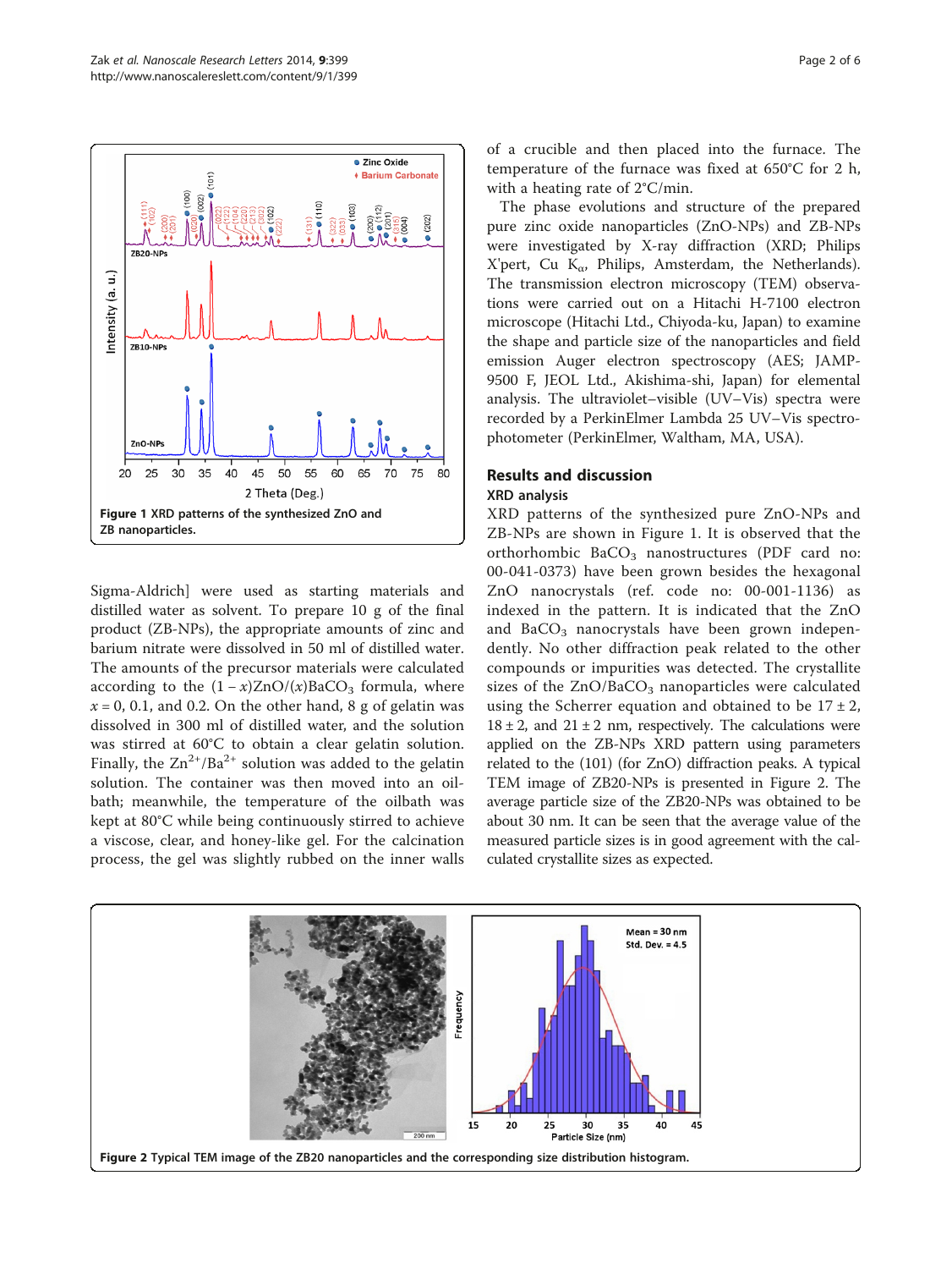Figure 1 XRD patterns of the synthesized ZnO and ZB nanoparticles.

Sigma-Aldrich] were used as starting materials and distilled water as solvent. To prepare 10 g of the final product (ZB-NPs), the appropriate amounts of zinc and barium nitrate were dissolved in 50 ml of distilled water. The amounts of the precursor materials were calculated according to the $(1-x)ZnO/(x)BaCO_3$ formula, where $x = 0$, 0.1, and 0.2. On the other hand, 8 g of gelatin was dissolved in 300 ml of distilled water, and the solution was stirred at 60°C to obtain a clear gelatin solution. Finally, the $Zn^{2+}/Ba^{2+}$ solution was added to the gelatin solution. The container was then moved into an oil-bath; meanwhile, the temperature of the oilbath was kept at 80°C while being continuously stirred to achieve a viscose, clear, and honey-like gel. For the calcination process, the gel was slightly rubbed on the inner walls of a crucible and then placed into the furnace. The temperature of the furnace was fixed at 650°C for 2 h, with a heating rate of 2°C/min.

The phase evolutions and structure of the prepared pure zinc oxide nanoparticles (ZnO-NPs) and ZB-NPs were investigated by X-ray diffraction (XRD; Philips X'pert, Cu $K_{\alpha}$, Philips, Amsterdam, the Netherlands). The transmission electron microscopy (TEM) observations were carried out on a Hitachi H-7100 electron microscope (Hitachi Ltd., Chiyoda-ku, Japan) to examine the shape and particle size of the nanoparticles and field emission Auger electron spectroscopy (AES; JAMP-9500 F, JEOL Ltd., Akishima-shi, Japan) for elemental analysis. The ultraviolet–visible (UV–Vis) spectra were recorded by a PerkinElmer Lambda 25 UV–Vis spectrophotometer (PerkinElmer, Waltham, MA, USA).

## Results and discussion

### XRD analysis

XRD patterns of the synthesized pure ZnO-NPs and ZB-NPs are shown in Figure 1. It is observed that the orthorhombic $BaCO_3$ nanostructures (PDF card no: 00-041-0373) have been grown besides the hexagonal ZnO nanocrystals (ref. code no: 00-001-1136) as indexed in the pattern. It is indicated that the ZnO and $BaCO_3$ nanocrystals have been grown independently. No other diffraction peak related to the other compounds or impurities was detected. The crystallite sizes of the $ZnO/BaCO_3$ nanoparticles were calculated using the Scherrer equation and obtained to be $17 \pm 2$, $18 \pm 2$, and $21 \pm 2$ nm, respectively. The calculations were applied on the ZB-NPs XRD pattern using parameters related to the (101) (for ZnO) diffraction peaks. A typical TEM image of ZB20-NPs is presented in Figure 2. The average particle size of the ZB20-NPs was obtained to be about 30 nm. It can be seen that the average value of the measured particle sizes is in good agreement with the calculated crystallite sizes as expected.

Figure 2 Typical TEM image of the ZB20 nanoparticles and the corresponding size distribution histogram.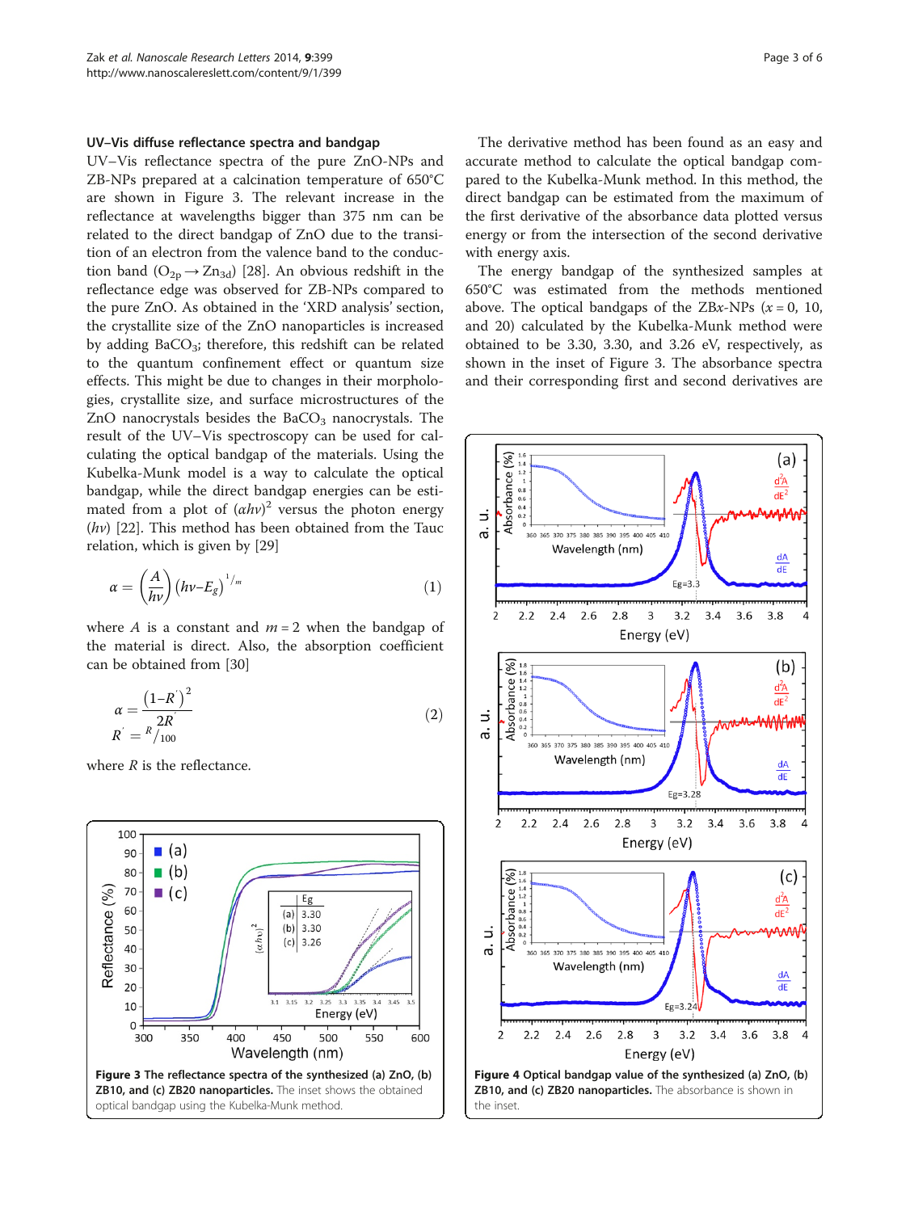### UV–Vis diffuse reflectance spectra and bandgap

UV–Vis reflectance spectra of the pure ZnO-NPs and ZB-NPs prepared at a calcination temperature of 650°C are shown in Figure 3. The relevant increase in the reflectance at wavelengths bigger than 375 nm can be related to the direct bandgap of ZnO due to the transition of an electron from the valence band to the conduction band ($O_{2p} \rightarrow Zn_{3d}$) [28]. An obvious redshift in the reflectance edge was observed for ZB-NPs compared to the pure ZnO. As obtained in the 'XRD analysis' section, the crystallite size of the ZnO nanoparticles is increased by adding $BaCO_3$; therefore, this redshift can be related to the quantum confinement effect or quantum size effects. This might be due to changes in their morphologies, crystallite size, and surface microstructures of the ZnO nanocrystals besides the $BaCO_3$ nanocrystals. The result of the UV–Vis spectroscopy can be used for calculating the optical bandgap of the materials. Using the Kubelka-Munk model is a way to calculate the optical bandgap, while the direct bandgap energies can be estimated from a plot of $(\alpha h\nu)^2$ versus the photon energy ($h\nu$) [22]. This method has been obtained from the Tauc relation, which is given by [29]

$$\alpha = \left(\frac{A}{h\nu}\right)\left(h\nu - E_g\right)^{1/m} \tag{1}$$

where $A$ is a constant and $m = 2$ when the bandgap of the material is direct. Also, the absorption coefficient can be obtained from [30]

$$\alpha = \frac{(1-R')^2}{2R'} \qquad R' = {}^{R}/_{100} \tag{2}$$

where $R$ is the reflectance.

Figure 3 The reflectance spectra of the synthesized (a) ZnO, (b) ZB10, and (c) ZB20 nanoparticles. The inset shows the obtained optical bandgap using the Kubelka-Munk method.

The derivative method has been found as an easy and accurate method to calculate the optical bandgap compared to the Kubelka-Munk method. In this method, the direct bandgap can be estimated from the maximum of the first derivative of the absorbance data plotted versus energy or from the intersection of the second derivative with energy axis.

The energy bandgap of the synthesized samples at 650°C was estimated from the methods mentioned above. The optical bandgaps of the ZB*x*-NPs ($x = 0$, 10, and 20) calculated by the Kubelka-Munk method were obtained to be 3.30, 3.30, and 3.26 eV, respectively, as shown in the inset of Figure 3. The absorbance spectra and their corresponding first and second derivatives are

Figure 4 Optical bandgap value of the synthesized (a) ZnO, (b) ZB10, and (c) ZB20 nanoparticles. The absorbance is shown in the inset.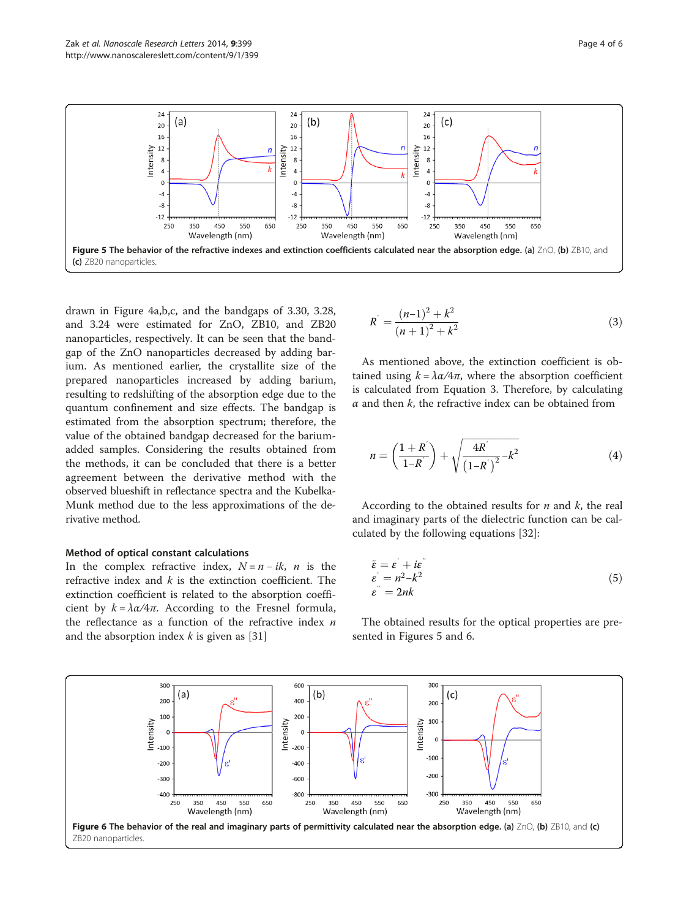Figure 5 The behavior of the refractive indexes and extinction coefficients calculated near the absorption edge. (a) ZnO, (b) ZB10, and (c) ZB20 nanoparticles.

drawn in Figure 4a,b,c, and the bandgaps of 3.30, 3.28, and 3.24 were estimated for ZnO, ZB10, and ZB20 nanoparticles, respectively. It can be seen that the bandgap of the ZnO nanoparticles decreased by adding barium. As mentioned earlier, the crystallite size of the prepared nanoparticles increased by adding barium, resulting to redshifting of the absorption edge due to the quantum confinement and size effects. The bandgap is estimated from the absorption spectrum; therefore, the value of the obtained bandgap decreased for the barium-added samples. Considering the results obtained from the methods, it can be concluded that there is a better agreement between the derivative method with the observed blueshift in reflectance spectra and the Kubelka-Munk method due to the less approximations of the derivative method.

### Method of optical constant calculations

In the complex refractive index, $N = n - ik$, $n$ is the refractive index and $k$ is the extinction coefficient. The extinction coefficient is related to the absorption coefficient by $k = \lambda\alpha/4\pi$. According to the Fresnel formula, the reflectance as a function of the refractive index $n$ and the absorption index $k$ is given as [31]

$$R' = \frac{(n-1)^2 + k^2}{(n+1)^2 + k^2} \tag{3}$$

As mentioned above, the extinction coefficient is obtained using $k = \lambda\alpha/4\pi$, where the absorption coefficient is calculated from Equation 3. Therefore, by calculating $\alpha$ and then $k$, the refractive index can be obtained from

$$n = \left(\frac{1+R'}{1-R'}\right) + \sqrt{\frac{4R'}{(1-R')^2} - k^2} \tag{4}$$

According to the obtained results for $n$ and $k$, the real and imaginary parts of the dielectric function can be calculated by the following equations [32]:

$$\begin{aligned} \tilde{\varepsilon} &= \varepsilon' + i\varepsilon'' \\ \varepsilon' &= n^2 - k^2 \\ \varepsilon'' &= 2nk \end{aligned} \tag{5}$$

The obtained results for the optical properties are presented in Figures 5 and 6.

Figure 6 The behavior of the real and imaginary parts of permittivity calculated near the absorption edge. (a) ZnO, (b) ZB10, and (c) ZB20 nanoparticles.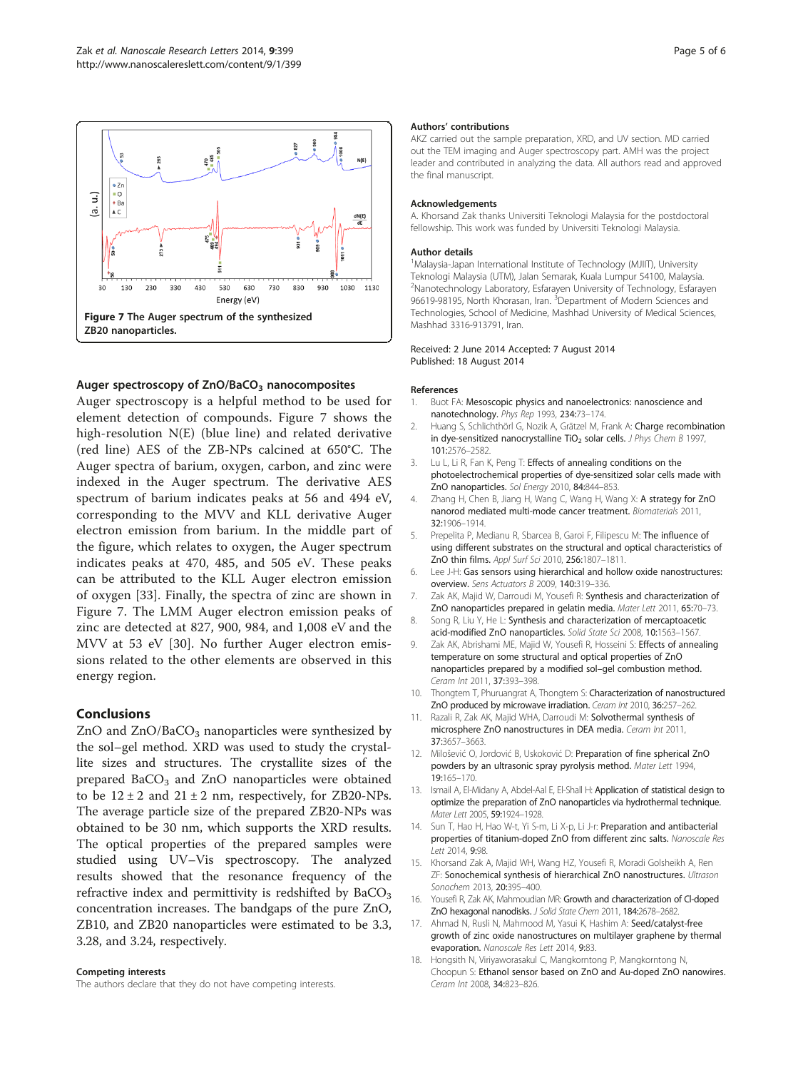Figure 7 The Auger spectrum of the synthesized ZB20 nanoparticles.

### Auger spectroscopy of ZnO/$BaCO_3$ nanocomposites

Auger spectroscopy is a helpful method to be used for element detection of compounds. Figure 7 shows the high-resolution N(E) (blue line) and related derivative (red line) AES of the ZB-NPs calcined at 650°C. The Auger spectra of barium, oxygen, carbon, and zinc were indexed in the Auger spectrum. The derivative AES spectrum of barium indicates peaks at 56 and 494 eV, corresponding to the MVV and KLL derivative Auger electron emission from barium. In the middle part of the figure, which relates to oxygen, the Auger spectrum indicates peaks at 470, 485, and 505 eV. These peaks can be attributed to the KLL Auger electron emission of oxygen [33]. Finally, the spectra of zinc are shown in Figure 7. The LMM Auger electron emission peaks of zinc are detected at 827, 900, 984, and 1,008 eV and the MVV at 53 eV [30]. No further Auger electron emissions related to the other elements are observed in this energy region.

## Conclusions

ZnO and ZnO/$BaCO_3$ nanoparticles were synthesized by the sol–gel method. XRD was used to study the crystallite sizes and structures. The crystallite sizes of the prepared $BaCO_3$ and ZnO nanoparticles were obtained to be 12 ± 2 and 21 ± 2 nm, respectively, for ZB20-NPs. The average particle size of the prepared ZB20-NPs was obtained to be 30 nm, which supports the XRD results. The optical properties of the prepared samples were studied using UV–Vis spectroscopy. The analyzed results showed that the resonance frequency of the refractive index and permittivity is redshifted by $BaCO_3$ concentration increases. The bandgaps of the pure ZnO, ZB10, and ZB20 nanoparticles were estimated to be 3.3, 3.28, and 3.24, respectively.

#### Competing interests

The authors declare that they do not have competing interests.

#### Authors' contributions

AKZ carried out the sample preparation, XRD, and UV section. MD carried out the TEM imaging and Auger spectroscopy part. AMH was the project leader and contributed in analyzing the data. All authors read and approved the final manuscript.

#### Acknowledgements

A. Khorsand Zak thanks Universiti Teknologi Malaysia for the postdoctoral fellowship. This work was funded by Universiti Teknologi Malaysia.

#### Author details

[1]Malaysia-Japan International Institute of Technology (MJIIT), University Teknologi Malaysia (UTM), Jalan Semarak, Kuala Lumpur 54100, Malaysia. [2]Nanotechnology Laboratory, Esfarayen University of Technology, Esfarayen 96619-98195, North Khorasan, Iran. [3]Department of Modern Sciences and Technologies, School of Medicine, Mashhad University of Medical Sciences, Mashhad 3316-913791, Iran.

Received: 2 June 2014 Accepted: 7 August 2014
Published: 18 August 2014

#### References

1. Buot FA: **Mesoscopic physics and nanoelectronics: nanoscience and nanotechnology.** *Phys Rep* 1993, **234:**73–174.
2. Huang S, Schlichthörl G, Nozik A, Grätzel M, Frank A: **Charge recombination in dye-sensitized nanocrystalline $TiO_2$ solar cells.** *J Phys Chem B* 1997, **101:**2576–2582.
3. Lu L, Li R, Fan K, Peng T: **Effects of annealing conditions on the photoelectrochemical properties of dye-sensitized solar cells made with ZnO nanoparticles.** *Sol Energy* 2010, **84:**844–853.
4. Zhang H, Chen B, Jiang H, Wang C, Wang H, Wang X: **A strategy for ZnO nanorod mediated multi-mode cancer treatment.** *Biomaterials* 2011, **32:**1906–1914.
5. Prepelita P, Medianu R, Sbarcea B, Garoi F, Filipescu M: **The influence of using different substrates on the structural and optical characteristics of ZnO thin films.** *Appl Surf Sci* 2010, **256:**1807–1811.
6. Lee J-H: **Gas sensors using hierarchical and hollow oxide nanostructures: overview.** *Sens Actuators B* 2009, **140:**319–336.
7. Zak AK, Majid W, Darroudi M, Yousefi R: **Synthesis and characterization of ZnO nanoparticles prepared in gelatin media.** *Mater Lett* 2011, **65:**70–73.
8. Song R, Liu Y, He L: **Synthesis and characterization of mercaptoacetic acid-modified ZnO nanoparticles.** *Solid State Sci* 2008, **10:**1563–1567.
9. Zak AK, Abrishami ME, Majid W, Yousefi R, Hosseini S: **Effects of annealing temperature on some structural and optical properties of ZnO nanoparticles prepared by a modified sol–gel combustion method.** *Ceram Int* 2011, **37:**393–398.
10. Thongtem T, Phuruangrat A, Thongtem S: **Characterization of nanostructured ZnO produced by microwave irradiation.** *Ceram Int* 2010, **36:**257–262.
11. Razali R, Zak AK, Majid WHA, Darroudi M: **Solvothermal synthesis of microsphere ZnO nanostructures in DEA media.** *Ceram Int* 2011, **37:**3657–3663.
12. Milošević O, Jordović B, Uskoković D: **Preparation of fine spherical ZnO powders by an ultrasonic spray pyrolysis method.** *Mater Lett* 1994, **19:**165–170.
13. Ismail A, El-Midany A, Abdel-Aal E, El-Shall H: **Application of statistical design to optimize the preparation of ZnO nanoparticles via hydrothermal technique.** *Mater Lett* 2005, **59:**1924–1928.
14. Sun T, Hao H, Hao W-t, Yi S-m, Li X-p, Li J-r: **Preparation and antibacterial properties of titanium-doped ZnO from different zinc salts.** *Nanoscale Res Lett* 2014, **9:**98.
15. Khorsand Zak A, Majid WH, Wang HZ, Yousefi R, Moradi Golsheikh A, Ren ZF: **Sonochemical synthesis of hierarchical ZnO nanostructures.** *Ultrason Sonochem* 2013, **20:**395–400.
16. Yousefi R, Zak AK, Mahmoudian MR: **Growth and characterization of Cl-doped ZnO hexagonal nanodisks.** *J Solid State Chem* 2011, **184:**2678–2682.
17. Ahmad N, Rusli N, Mahmood M, Yasui K, Hashim A: **Seed/catalyst-free growth of zinc oxide nanostructures on multilayer graphene by thermal evaporation.** *Nanoscale Res Lett* 2014, **9:**83.
18. Hongsith N, Viriyaworasakul C, Mangkorntong P, Mangkorntong N, Choopun S: **Ethanol sensor based on ZnO and Au-doped ZnO nanowires.** *Ceram Int* 2008, **34:**823–826.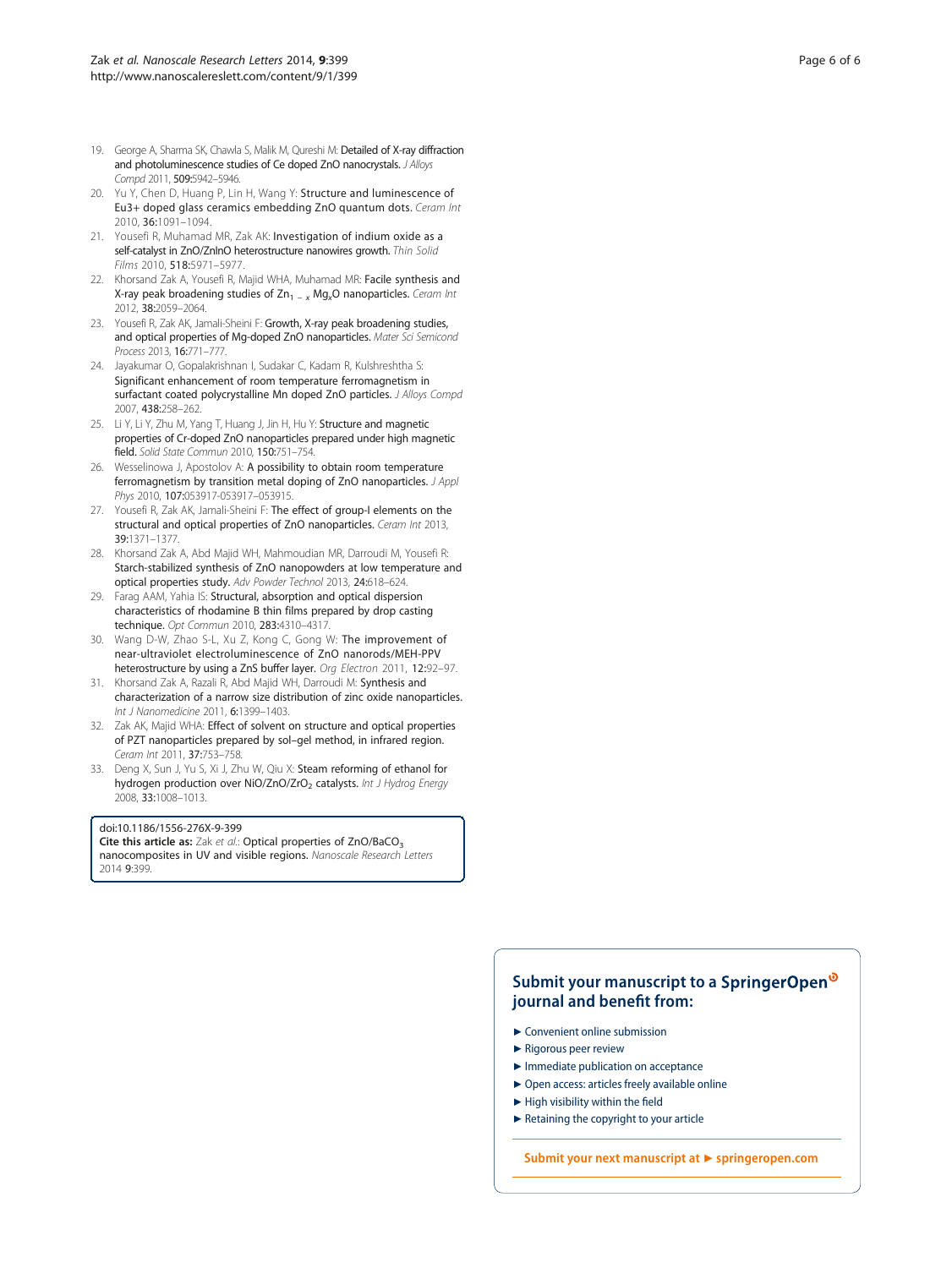19. George A, Sharma SK, Chawla S, Malik M, Qureshi M: Detailed of X-ray diffraction and photoluminescence studies of Ce doped ZnO nanocrystals. *J Alloys Compd* 2011, **509:**5942–5946.
20. Yu Y, Chen D, Huang P, Lin H, Wang Y: Structure and luminescence of Eu3+ doped glass ceramics embedding ZnO quantum dots. *Ceram Int* 2010, **36:**1091–1094.
21. Yousefi R, Muhamad MR, Zak AK: Investigation of indium oxide as a self-catalyst in ZnO/ZnInO heterostructure nanowires growth. *Thin Solid Films* 2010, **518:**5971–5977.
22. Khorsand Zak A, Yousefi R, Majid WHA, Muhamad MR: Facile synthesis and X-ray peak broadening studies of $Zn_{1-x}Mg_xO$ nanoparticles. *Ceram Int* 2012, **38:**2059–2064.
23. Yousefi R, Zak AK, Jamali-Sheini F: Growth, X-ray peak broadening studies, and optical properties of Mg-doped ZnO nanoparticles. *Mater Sci Semicond Process* 2013, **16:**771–777.
24. Jayakumar O, Gopalakrishnan I, Sudakar C, Kadam R, Kulshreshtha S: Significant enhancement of room temperature ferromagnetism in surfactant coated polycrystalline Mn doped ZnO particles. *J Alloys Compd* 2007, **438:**258–262.
25. Li Y, Li Y, Zhu M, Yang T, Huang J, Jin H, Hu Y: Structure and magnetic properties of Cr-doped ZnO nanoparticles prepared under high magnetic field. *Solid State Commun* 2010, **150:**751–754.
26. Wesselinowa J, Apostolov A: A possibility to obtain room temperature ferromagnetism by transition metal doping of ZnO nanoparticles. *J Appl Phys* 2010, **107:**053917-053917–053915.
27. Yousefi R, Zak AK, Jamali-Sheini F: The effect of group-I elements on the structural and optical properties of ZnO nanoparticles. *Ceram Int* 2013, **39:**1371–1377.
28. Khorsand Zak A, Abd Majid WH, Mahmoudian MR, Darroudi M, Yousefi R: Starch-stabilized synthesis of ZnO nanopowders at low temperature and optical properties study. *Adv Powder Technol* 2013, **24:**618–624.
29. Farag AAM, Yahia IS: Structural, absorption and optical dispersion characteristics of rhodamine B thin films prepared by drop casting technique. *Opt Commun* 2010, **283:**4310–4317.
30. Wang D-W, Zhao S-L, Xu Z, Kong C, Gong W: The improvement of near-ultraviolet electroluminescence of ZnO nanorods/MEH-PPV heterostructure by using a ZnS buffer layer. *Org Electron* 2011, **12:**92–97.
31. Khorsand Zak A, Razali R, Abd Majid WH, Darroudi M: Synthesis and characterization of a narrow size distribution of zinc oxide nanoparticles. *Int J Nanomedicine* 2011, **6:**1399–1403.
32. Zak AK, Majid WHA: Effect of solvent on structure and optical properties of PZT nanoparticles prepared by sol–gel method, in infrared region. *Ceram Int* 2011, **37:**753–758.
33. Deng X, Sun J, Yu S, Xi J, Zhu W, Qiu X: Steam reforming of ethanol for hydrogen production over $NiO/ZnO/ZrO_2$ catalysts. *Int J Hydrog Energy* 2008, **33:**1008–1013.

doi:10.1186/1556-276X-9-399

**Cite this article as:** Zak *et al.*: Optical properties of $ZnO/BaCO_3$ nanocomposites in UV and visible regions. *Nanoscale Research Letters* 2014 **9**:399.

**Submit your manuscript to a SpringerOpen journal and benefit from:**

- ► Convenient online submission
- ► Rigorous peer review
- ► Immediate publication on acceptance
- ► Open access: articles freely available online
- ► High visibility within the field
- ► Retaining the copyright to your article

**Submit your next manuscript at ► springeropen.com**